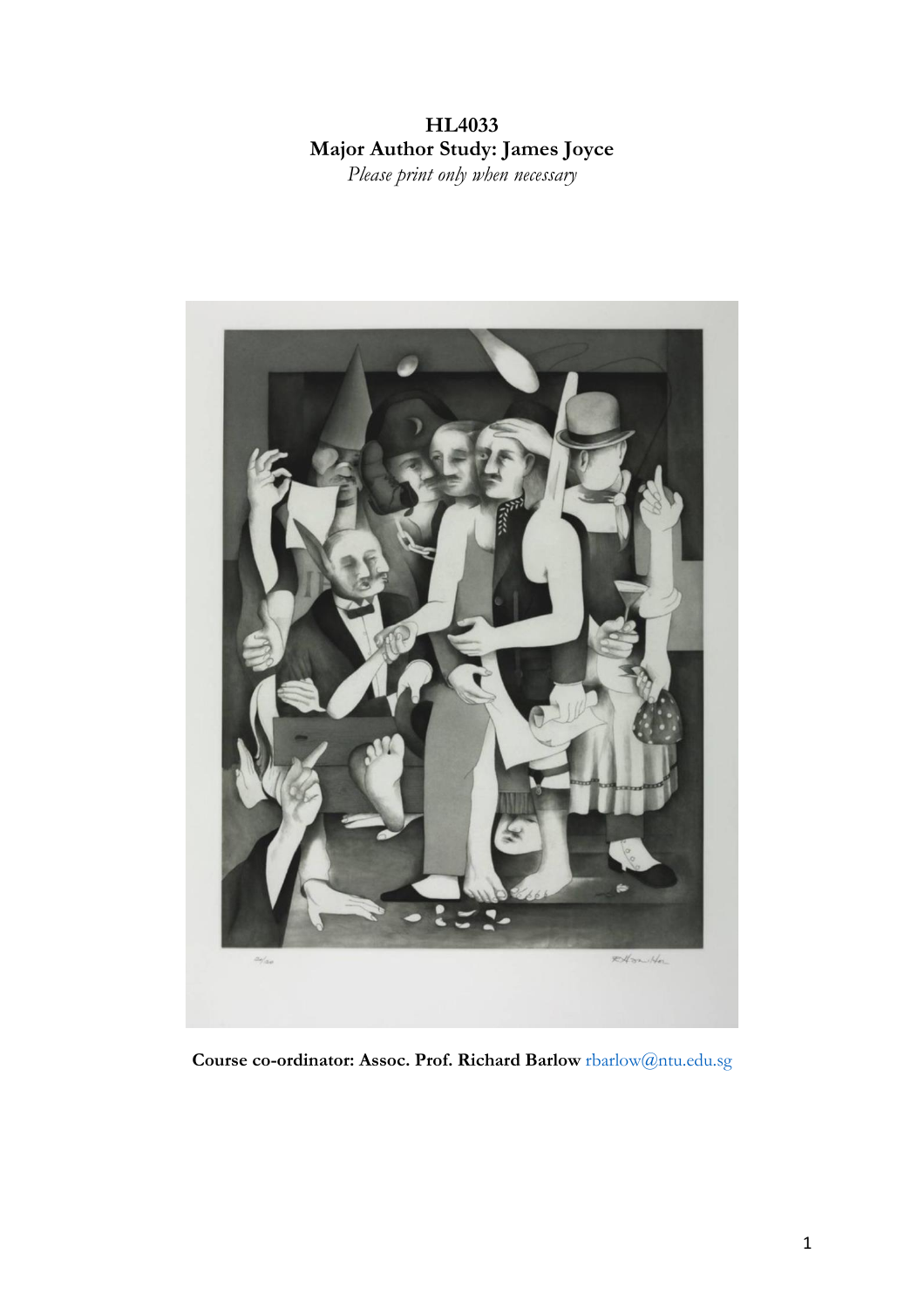**HL4033**
**Major Author Study: James Joyce**
*Please print only when necessary*

**Course co-ordinator: Assoc. Prof. Richard Barlow** rbarlow@ntu.edu.sg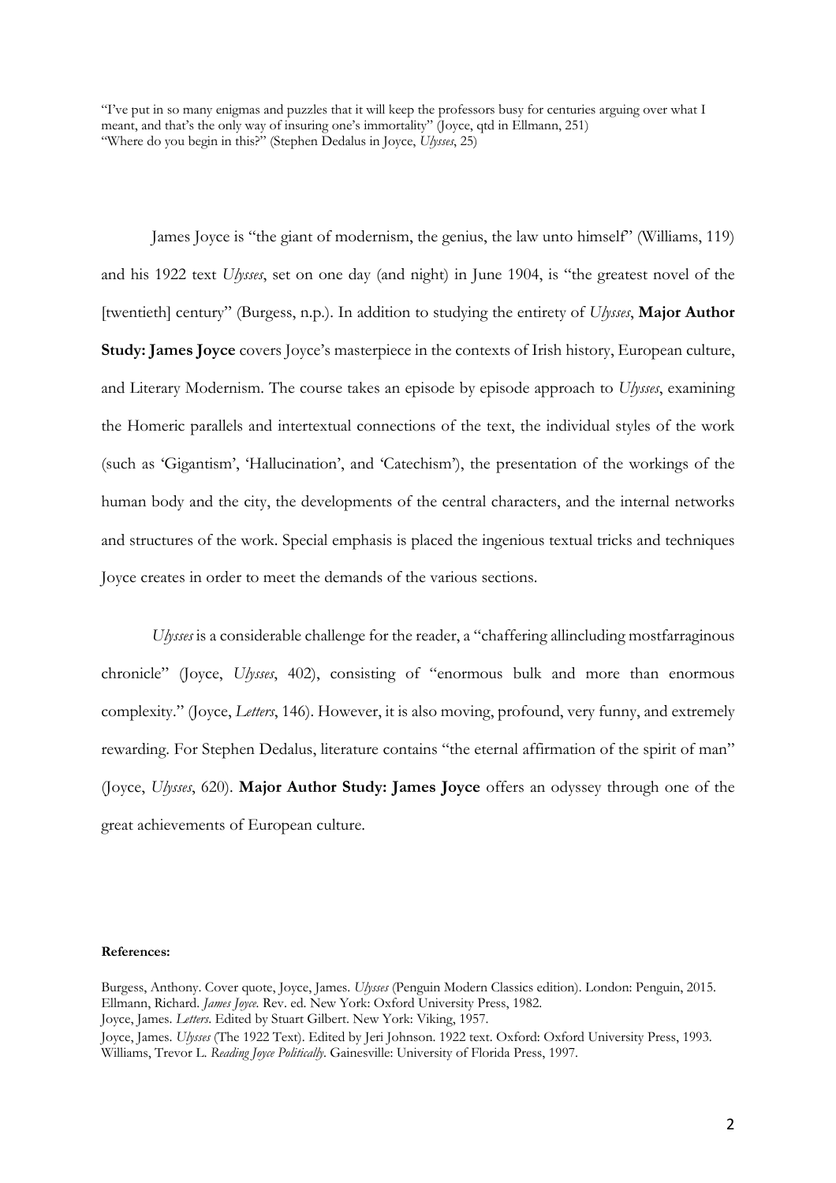"I've put in so many enigmas and puzzles that it will keep the professors busy for centuries arguing over what I meant, and that's the only way of insuring one's immortality" (Joyce, qtd in Ellmann, 251)
"Where do you begin in this?" (Stephen Dedalus in Joyce, *Ulysses*, 25)

James Joyce is "the giant of modernism, the genius, the law unto himself" (Williams, 119) and his 1922 text *Ulysses*, set on one day (and night) in June 1904, is "the greatest novel of the [twentieth] century" (Burgess, n.p.). In addition to studying the entirety of *Ulysses*, **Major Author Study: James Joyce** covers Joyce's masterpiece in the contexts of Irish history, European culture, and Literary Modernism. The course takes an episode by episode approach to *Ulysses*, examining the Homeric parallels and intertextual connections of the text, the individual styles of the work (such as 'Gigantism', 'Hallucination', and 'Catechism'), the presentation of the workings of the human body and the city, the developments of the central characters, and the internal networks and structures of the work. Special emphasis is placed the ingenious textual tricks and techniques Joyce creates in order to meet the demands of the various sections.

*Ulysses* is a considerable challenge for the reader, a "chaffering allincluding mostfarraginous chronicle" (Joyce, *Ulysses*, 402), consisting of "enormous bulk and more than enormous complexity." (Joyce, *Letters*, 146). However, it is also moving, profound, very funny, and extremely rewarding. For Stephen Dedalus, literature contains "the eternal affirmation of the spirit of man" (Joyce, *Ulysses*, 620). **Major Author Study: James Joyce** offers an odyssey through one of the great achievements of European culture.

**References:**

Burgess, Anthony. Cover quote, Joyce, James. *Ulysses* (Penguin Modern Classics edition). London: Penguin, 2015.
Ellmann, Richard. *James Joyce*. Rev. ed. New York: Oxford University Press, 1982.
Joyce, James. *Letters*. Edited by Stuart Gilbert. New York: Viking, 1957.
Joyce, James. *Ulysses* (The 1922 Text). Edited by Jeri Johnson. 1922 text. Oxford: Oxford University Press, 1993.
Williams, Trevor L. *Reading Joyce Politically*. Gainesville: University of Florida Press, 1997.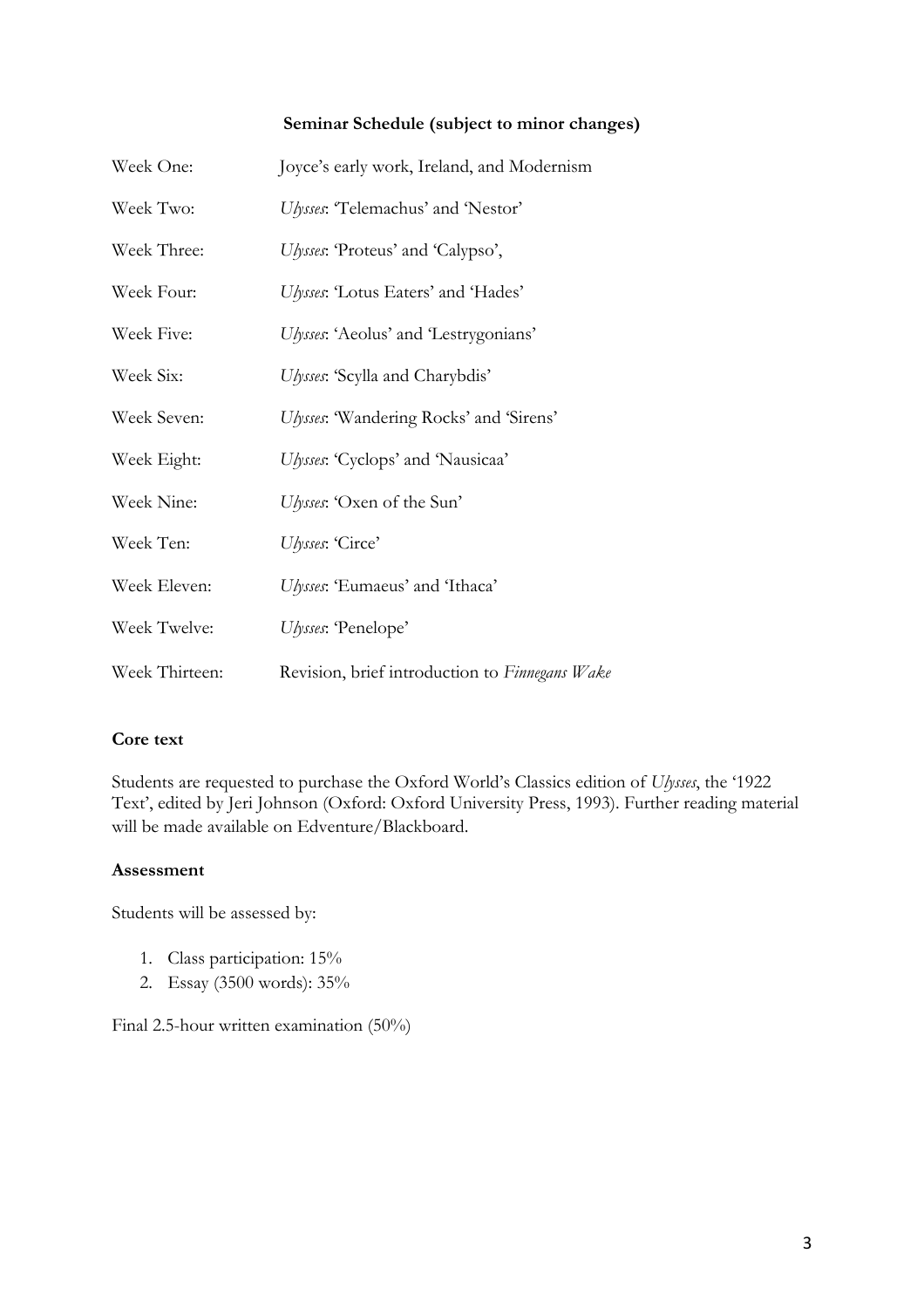### Seminar Schedule (subject to minor changes)

| | |
|---|---|
| Week One: | Joyce's early work, Ireland, and Modernism |
| Week Two: | *Ulysses*: 'Telemachus' and 'Nestor' |
| Week Three: | *Ulysses*: 'Proteus' and 'Calypso', |
| Week Four: | *Ulysses*: 'Lotus Eaters' and 'Hades' |
| Week Five: | *Ulysses*: 'Aeolus' and 'Lestrygonians' |
| Week Six: | *Ulysses*: 'Scylla and Charybdis' |
| Week Seven: | *Ulysses*: 'Wandering Rocks' and 'Sirens' |
| Week Eight: | *Ulysses*: 'Cyclops' and 'Nausicaa' |
| Week Nine: | *Ulysses*: 'Oxen of the Sun' |
| Week Ten: | *Ulysses*: 'Circe' |
| Week Eleven: | *Ulysses*: 'Eumaeus' and 'Ithaca' |
| Week Twelve: | *Ulysses*: 'Penelope' |
| Week Thirteen: | Revision, brief introduction to *Finnegans Wake* |

**Core text**

Students are requested to purchase the Oxford World's Classics edition of *Ulysses*, the '1922 Text', edited by Jeri Johnson (Oxford: Oxford University Press, 1993). Further reading material will be made available on Edventure/Blackboard.

**Assessment**

Students will be assessed by:

1. Class participation: 15%
2. Essay (3500 words): 35%

Final 2.5-hour written examination (50%)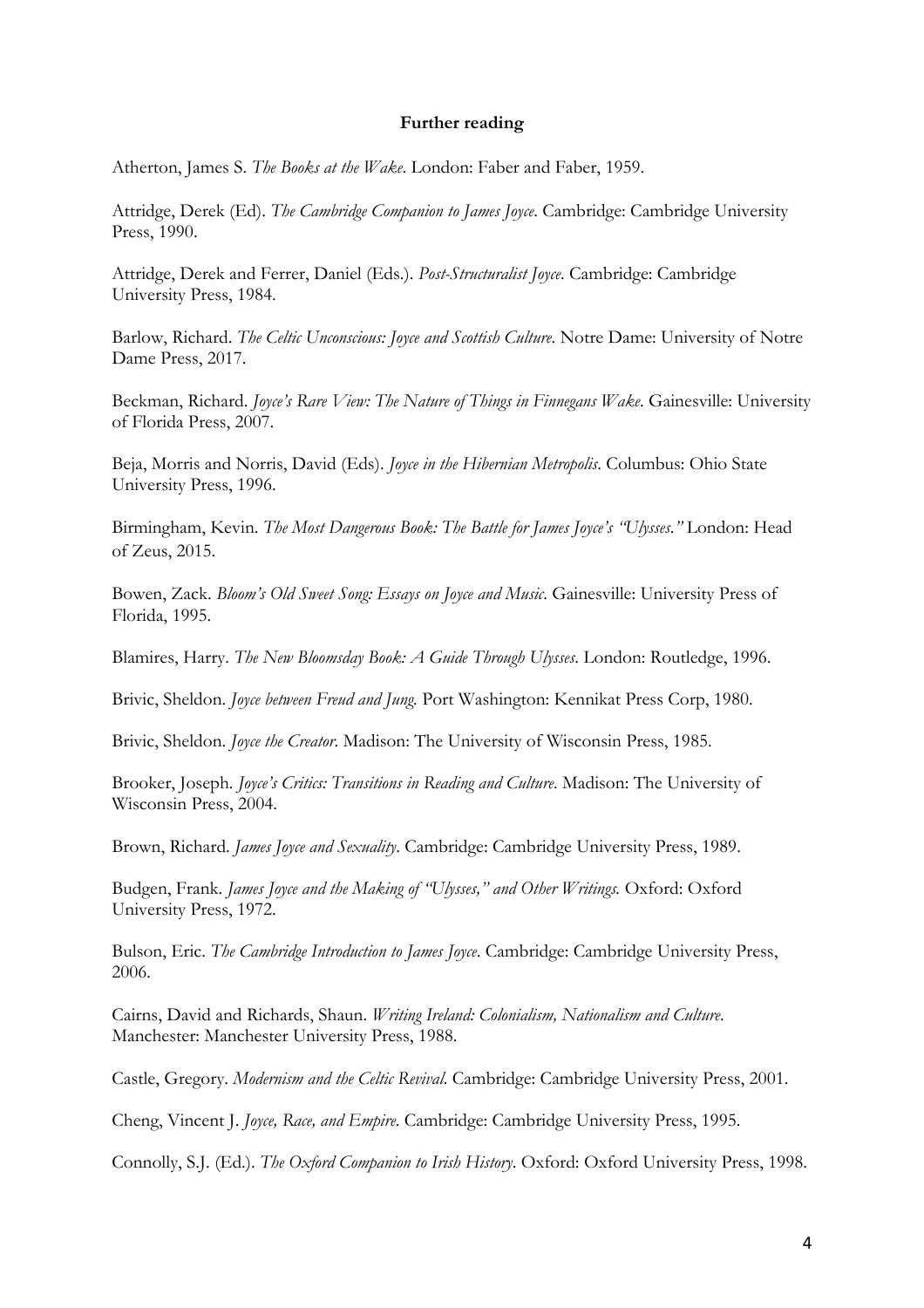**Further reading**

Atherton, James S. *The Books at the Wake*. London: Faber and Faber, 1959.

Attridge, Derek (Ed). *The Cambridge Companion to James Joyce*. Cambridge: Cambridge University Press, 1990.

Attridge, Derek and Ferrer, Daniel (Eds.). *Post-Structuralist Joyce*. Cambridge: Cambridge University Press, 1984.

Barlow, Richard. *The Celtic Unconscious: Joyce and Scottish Culture*. Notre Dame: University of Notre Dame Press, 2017.

Beckman, Richard. *Joyce's Rare View: The Nature of Things in Finnegans Wake*. Gainesville: University of Florida Press, 2007.

Beja, Morris and Norris, David (Eds). *Joyce in the Hibernian Metropolis*. Columbus: Ohio State University Press, 1996.

Birmingham, Kevin. *The Most Dangerous Book: The Battle for James Joyce's "Ulysses."* London: Head of Zeus, 2015.

Bowen, Zack. *Bloom's Old Sweet Song: Essays on Joyce and Music*. Gainesville: University Press of Florida, 1995.

Blamires, Harry. *The New Bloomsday Book: A Guide Through Ulysses*. London: Routledge, 1996.

Brivic, Sheldon. *Joyce between Freud and Jung.* Port Washington: Kennikat Press Corp, 1980.

Brivic, Sheldon. *Joyce the Creator*. Madison: The University of Wisconsin Press, 1985.

Brooker, Joseph. *Joyce's Critics: Transitions in Reading and Culture*. Madison: The University of Wisconsin Press, 2004.

Brown, Richard. *James Joyce and Sexuality*. Cambridge: Cambridge University Press, 1989.

Budgen, Frank. *James Joyce and the Making of "Ulysses," and Other Writings.* Oxford: Oxford University Press, 1972.

Bulson, Eric. *The Cambridge Introduction to James Joyce*. Cambridge: Cambridge University Press, 2006.

Cairns, David and Richards, Shaun. *Writing Ireland: Colonialism, Nationalism and Culture*. Manchester: Manchester University Press, 1988.

Castle, Gregory. *Modernism and the Celtic Revival*. Cambridge: Cambridge University Press, 2001.

Cheng, Vincent J. *Joyce, Race, and Empire*. Cambridge: Cambridge University Press, 1995.

Connolly, S.J. (Ed.). *The Oxford Companion to Irish History*. Oxford: Oxford University Press, 1998.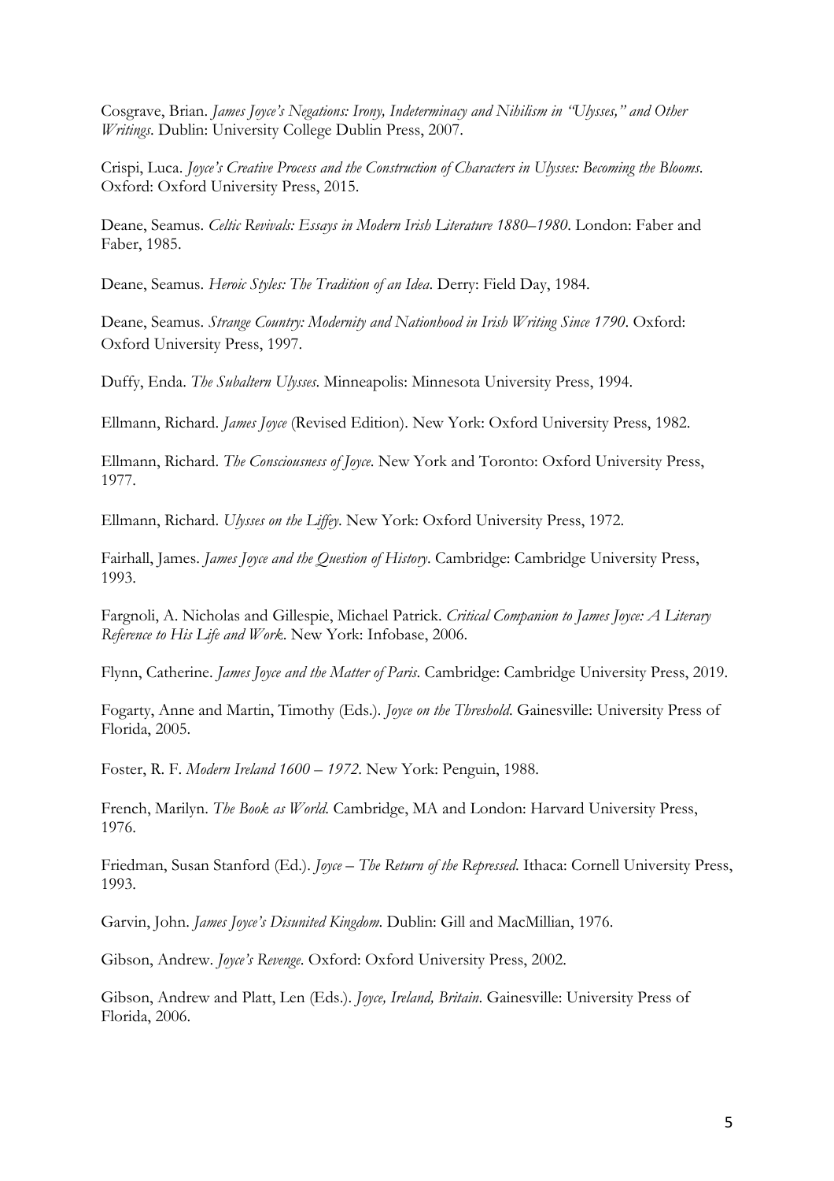Cosgrave, Brian. *James Joyce's Negations: Irony, Indeterminacy and Nihilism in "Ulysses," and Other Writings*. Dublin: University College Dublin Press, 2007.

Crispi, Luca. *Joyce's Creative Process and the Construction of Characters in Ulysses: Becoming the Blooms*. Oxford: Oxford University Press, 2015.

Deane, Seamus. *Celtic Revivals: Essays in Modern Irish Literature 1880–1980*. London: Faber and Faber, 1985.

Deane, Seamus. *Heroic Styles: The Tradition of an Idea*. Derry: Field Day, 1984.

Deane, Seamus. *Strange Country: Modernity and Nationhood in Irish Writing Since 1790*. Oxford: Oxford University Press, 1997.

Duffy, Enda. *The Subaltern Ulysses*. Minneapolis: Minnesota University Press, 1994.

Ellmann, Richard. *James Joyce* (Revised Edition). New York: Oxford University Press, 1982.

Ellmann, Richard. *The Consciousness of Joyce*. New York and Toronto: Oxford University Press, 1977.

Ellmann, Richard. *Ulysses on the Liffey*. New York: Oxford University Press, 1972.

Fairhall, James. *James Joyce and the Question of History*. Cambridge: Cambridge University Press, 1993.

Fargnoli, A. Nicholas and Gillespie, Michael Patrick. *Critical Companion to James Joyce: A Literary Reference to His Life and Work*. New York: Infobase, 2006.

Flynn, Catherine. *James Joyce and the Matter of Paris*. Cambridge: Cambridge University Press, 2019.

Fogarty, Anne and Martin, Timothy (Eds.). *Joyce on the Threshold*. Gainesville: University Press of Florida, 2005.

Foster, R. F. *Modern Ireland 1600 – 1972*. New York: Penguin, 1988.

French, Marilyn. *The Book as World*. Cambridge, MA and London: Harvard University Press, 1976.

Friedman, Susan Stanford (Ed.). *Joyce – The Return of the Repressed*. Ithaca: Cornell University Press, 1993.

Garvin, John. *James Joyce's Disunited Kingdom*. Dublin: Gill and MacMillian, 1976.

Gibson, Andrew. *Joyce's Revenge*. Oxford: Oxford University Press, 2002.

Gibson, Andrew and Platt, Len (Eds.). *Joyce, Ireland, Britain*. Gainesville: University Press of Florida, 2006.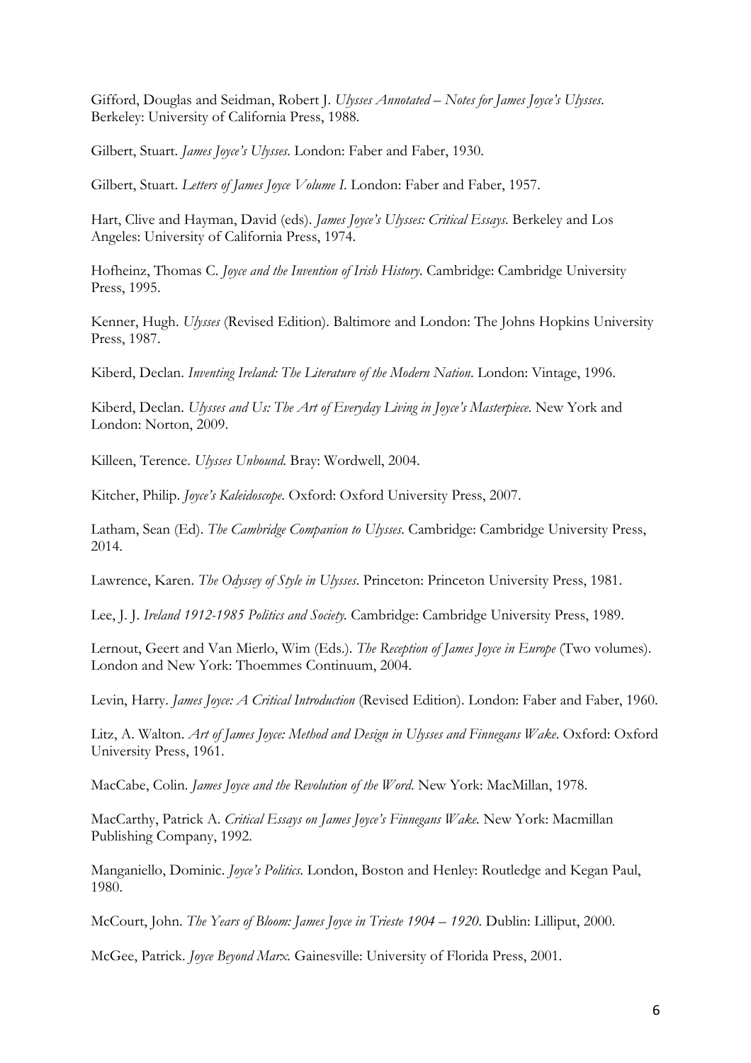Gifford, Douglas and Seidman, Robert J. *Ulysses Annotated – Notes for James Joyce's Ulysses*. Berkeley: University of California Press, 1988.

Gilbert, Stuart. *James Joyce's Ulysses*. London: Faber and Faber, 1930.

Gilbert, Stuart. *Letters of James Joyce Volume I*. London: Faber and Faber, 1957.

Hart, Clive and Hayman, David (eds). *James Joyce's Ulysses: Critical Essays*. Berkeley and Los Angeles: University of California Press, 1974.

Hofheinz, Thomas C. *Joyce and the Invention of Irish History*. Cambridge: Cambridge University Press, 1995.

Kenner, Hugh. *Ulysses* (Revised Edition). Baltimore and London: The Johns Hopkins University Press, 1987.

Kiberd, Declan. *Inventing Ireland: The Literature of the Modern Nation*. London: Vintage, 1996.

Kiberd, Declan. *Ulysses and Us: The Art of Everyday Living in Joyce's Masterpiece*. New York and London: Norton, 2009.

Killeen, Terence. *Ulysses Unbound*. Bray: Wordwell, 2004.

Kitcher, Philip. *Joyce's Kaleidoscope*. Oxford: Oxford University Press, 2007.

Latham, Sean (Ed). *The Cambridge Companion to Ulysses*. Cambridge: Cambridge University Press, 2014.

Lawrence, Karen. *The Odyssey of Style in Ulysses*. Princeton: Princeton University Press, 1981.

Lee, J. J. *Ireland 1912-1985 Politics and Society*. Cambridge: Cambridge University Press, 1989.

Lernout, Geert and Van Mierlo, Wim (Eds.). *The Reception of James Joyce in Europe* (Two volumes). London and New York: Thoemmes Continuum, 2004.

Levin, Harry. *James Joyce: A Critical Introduction* (Revised Edition). London: Faber and Faber, 1960.

Litz, A. Walton. *Art of James Joyce: Method and Design in Ulysses and Finnegans Wake*. Oxford: Oxford University Press, 1961.

MacCabe, Colin. *James Joyce and the Revolution of the Word*. New York: MacMillan, 1978.

MacCarthy, Patrick A. *Critical Essays on James Joyce's Finnegans Wake*. New York: Macmillan Publishing Company, 1992.

Manganiello, Dominic. *Joyce's Politics*. London, Boston and Henley: Routledge and Kegan Paul, 1980.

McCourt, John. *The Years of Bloom: James Joyce in Trieste 1904 – 1920*. Dublin: Lilliput, 2000.

McGee, Patrick. *Joyce Beyond Marx*. Gainesville: University of Florida Press, 2001.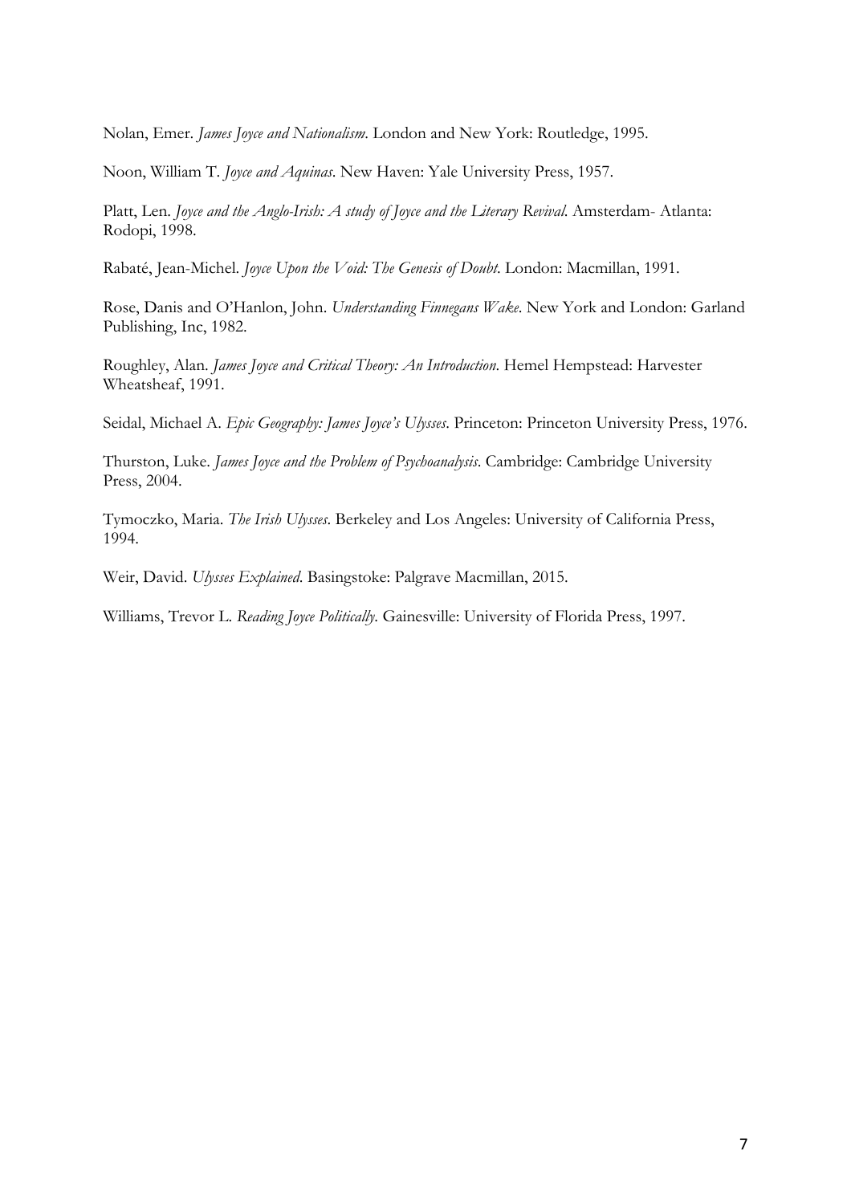Nolan, Emer. *James Joyce and Nationalism*. London and New York: Routledge, 1995.

Noon, William T. *Joyce and Aquinas*. New Haven: Yale University Press, 1957.

Platt, Len. *Joyce and the Anglo-Irish: A study of Joyce and the Literary Revival.* Amsterdam- Atlanta: Rodopi, 1998.

Rabaté, Jean-Michel. *Joyce Upon the Void: The Genesis of Doubt*. London: Macmillan, 1991.

Rose, Danis and O'Hanlon, John. *Understanding Finnegans Wake*. New York and London: Garland Publishing, Inc, 1982.

Roughley, Alan. *James Joyce and Critical Theory: An Introduction*. Hemel Hempstead: Harvester Wheatsheaf, 1991.

Seidal, Michael A. *Epic Geography: James Joyce's Ulysses*. Princeton: Princeton University Press, 1976.

Thurston, Luke. *James Joyce and the Problem of Psychoanalysis*. Cambridge: Cambridge University Press, 2004.

Tymoczko, Maria. *The Irish Ulysses*. Berkeley and Los Angeles: University of California Press, 1994.

Weir, David. *Ulysses Explained*. Basingstoke: Palgrave Macmillan, 2015.

Williams, Trevor L. *Reading Joyce Politically.* Gainesville: University of Florida Press, 1997.